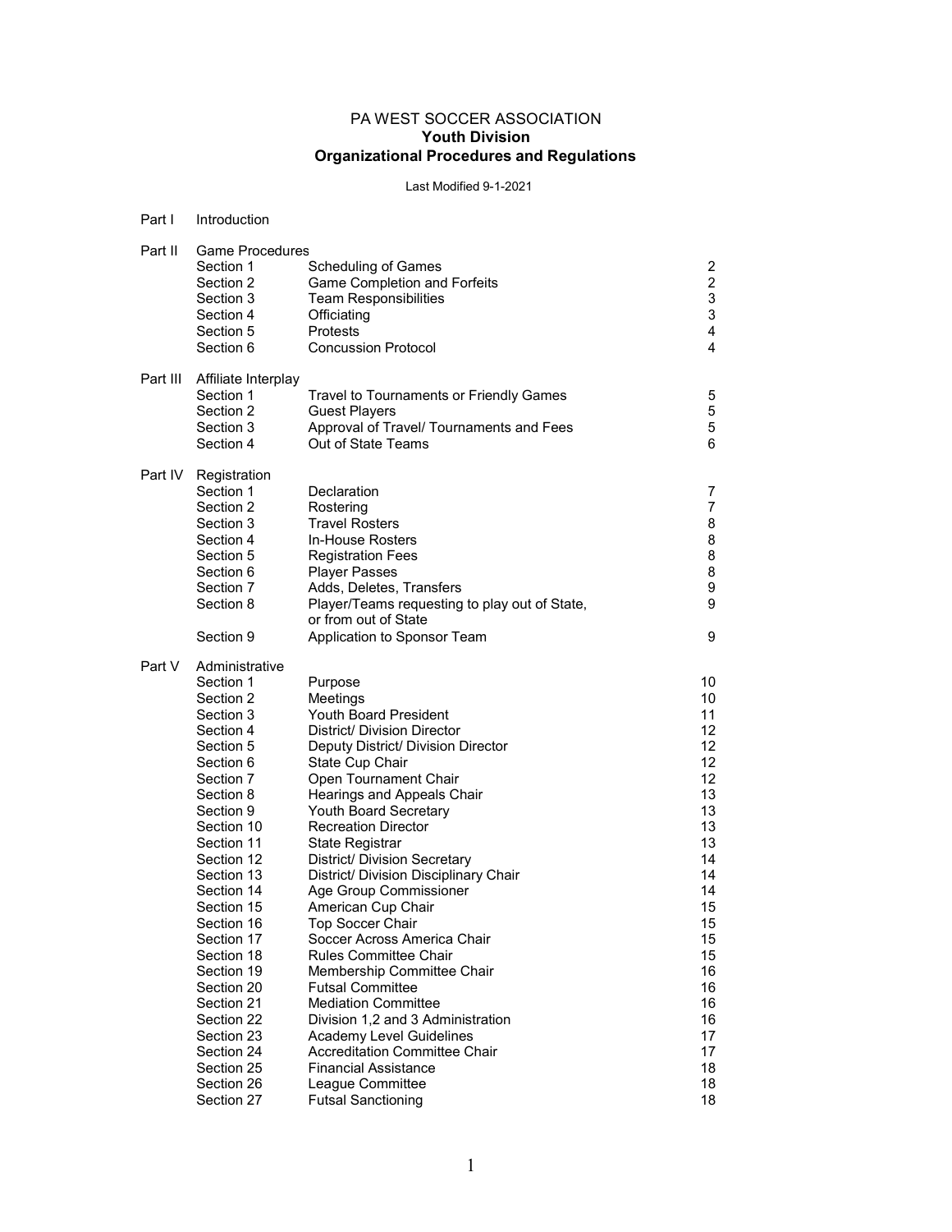# PA WEST SOCCER ASSOCIATION
## Youth Division
## Organizational Procedures and Regulations

Last Modified 9-1-2021

| Part | Section | Title | Page |
|---|---|---|---|
| Part I | Introduction | | |
| Part II | Game Procedures | | |
| | Section 1 | Scheduling of Games | 2 |
| | Section 2 | Game Completion and Forfeits | 2 |
| | Section 3 | Team Responsibilities | 3 |
| | Section 4 | Officiating | 3 |
| | Section 5 | Protests | 4 |
| | Section 6 | Concussion Protocol | 4 |
| Part III | Affiliate Interplay | | |
| | Section 1 | Travel to Tournaments or Friendly Games | 5 |
| | Section 2 | Guest Players | 5 |
| | Section 3 | Approval of Travel/ Tournaments and Fees | 5 |
| | Section 4 | Out of State Teams | 6 |
| Part IV | Registration | | |
| | Section 1 | Declaration | 7 |
| | Section 2 | Rostering | 7 |
| | Section 3 | Travel Rosters | 8 |
| | Section 4 | In-House Rosters | 8 |
| | Section 5 | Registration Fees | 8 |
| | Section 6 | Player Passes | 8 |
| | Section 7 | Adds, Deletes, Transfers | 9 |
| | Section 8 | Player/Teams requesting to play out of State, or from out of State | 9 |
| | Section 9 | Application to Sponsor Team | 9 |
| Part V | Administrative | | |
| | Section 1 | Purpose | 10 |
| | Section 2 | Meetings | 10 |
| | Section 3 | Youth Board President | 11 |
| | Section 4 | District/ Division Director | 12 |
| | Section 5 | Deputy District/ Division Director | 12 |
| | Section 6 | State Cup Chair | 12 |
| | Section 7 | Open Tournament Chair | 12 |
| | Section 8 | Hearings and Appeals Chair | 13 |
| | Section 9 | Youth Board Secretary | 13 |
| | Section 10 | Recreation Director | 13 |
| | Section 11 | State Registrar | 13 |
| | Section 12 | District/ Division Secretary | 14 |
| | Section 13 | District/ Division Disciplinary Chair | 14 |
| | Section 14 | Age Group Commissioner | 14 |
| | Section 15 | American Cup Chair | 15 |
| | Section 16 | Top Soccer Chair | 15 |
| | Section 17 | Soccer Across America Chair | 15 |
| | Section 18 | Rules Committee Chair | 15 |
| | Section 19 | Membership Committee Chair | 16 |
| | Section 20 | Futsal Committee | 16 |
| | Section 21 | Mediation Committee | 16 |
| | Section 22 | Division 1,2 and 3 Administration | 16 |
| | Section 23 | Academy Level Guidelines | 17 |
| | Section 24 | Accreditation Committee Chair | 17 |
| | Section 25 | Financial Assistance | 18 |
| | Section 26 | League Committee | 18 |
| | Section 27 | Futsal Sanctioning | 18 |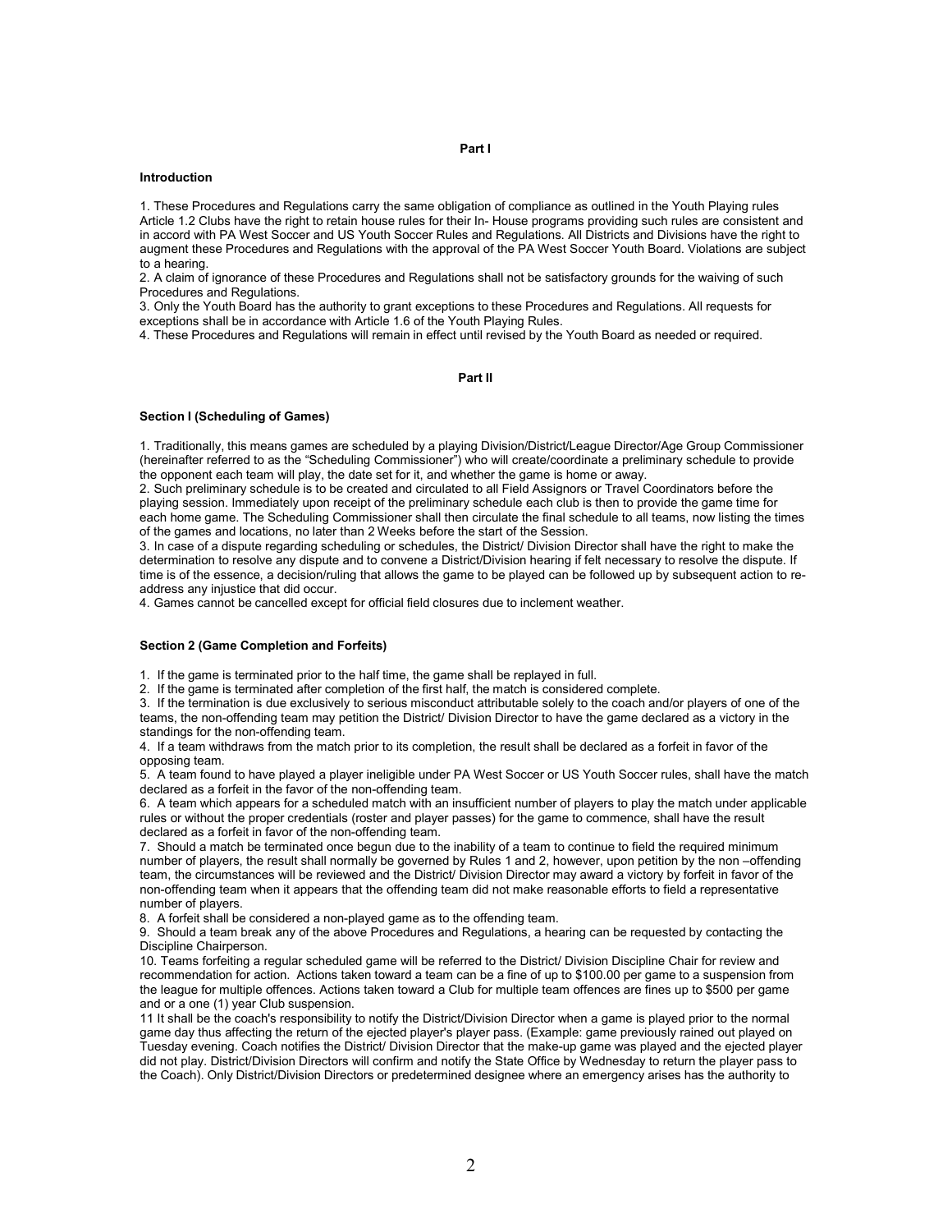**Part I**

**Introduction**

1. These Procedures and Regulations carry the same obligation of compliance as outlined in the Youth Playing rules Article 1.2 Clubs have the right to retain house rules for their In- House programs providing such rules are consistent and in accord with PA West Soccer and US Youth Soccer Rules and Regulations. All Districts and Divisions have the right to augment these Procedures and Regulations with the approval of the PA West Soccer Youth Board. Violations are subject to a hearing.
2. A claim of ignorance of these Procedures and Regulations shall not be satisfactory grounds for the waiving of such Procedures and Regulations.
3. Only the Youth Board has the authority to grant exceptions to these Procedures and Regulations. All requests for exceptions shall be in accordance with Article 1.6 of the Youth Playing Rules.
4. These Procedures and Regulations will remain in effect until revised by the Youth Board as needed or required.

**Part II**

**Section I (Scheduling of Games)**

1. Traditionally, this means games are scheduled by a playing Division/District/League Director/Age Group Commissioner (hereinafter referred to as the "Scheduling Commissioner") who will create/coordinate a preliminary schedule to provide the opponent each team will play, the date set for it, and whether the game is home or away.
2. Such preliminary schedule is to be created and circulated to all Field Assignors or Travel Coordinators before the playing session. Immediately upon receipt of the preliminary schedule each club is then to provide the game time for each home game. The Scheduling Commissioner shall then circulate the final schedule to all teams, now listing the times of the games and locations, no later than 2 Weeks before the start of the Session.
3. In case of a dispute regarding scheduling or schedules, the District/ Division Director shall have the right to make the determination to resolve any dispute and to convene a District/Division hearing if felt necessary to resolve the dispute. If time is of the essence, a decision/ruling that allows the game to be played can be followed up by subsequent action to re-address any injustice that did occur.
4. Games cannot be cancelled except for official field closures due to inclement weather.

**Section 2 (Game Completion and Forfeits)**

1. If the game is terminated prior to the half time, the game shall be replayed in full.
2. If the game is terminated after completion of the first half, the match is considered complete.
3. If the termination is due exclusively to serious misconduct attributable solely to the coach and/or players of one of the teams, the non-offending team may petition the District/ Division Director to have the game declared as a victory in the standings for the non-offending team.
4. If a team withdraws from the match prior to its completion, the result shall be declared as a forfeit in favor of the opposing team.
5. A team found to have played a player ineligible under PA West Soccer or US Youth Soccer rules, shall have the match declared as a forfeit in the favor of the non-offending team.
6. A team which appears for a scheduled match with an insufficient number of players to play the match under applicable rules or without the proper credentials (roster and player passes) for the game to commence, shall have the result declared as a forfeit in favor of the non-offending team.
7. Should a match be terminated once begun due to the inability of a team to continue to field the required minimum number of players, the result shall normally be governed by Rules 1 and 2, however, upon petition by the non –offending team, the circumstances will be reviewed and the District/ Division Director may award a victory by forfeit in favor of the non-offending team when it appears that the offending team did not make reasonable efforts to field a representative number of players.
8. A forfeit shall be considered a non-played game as to the offending team.
9. Should a team break any of the above Procedures and Regulations, a hearing can be requested by contacting the Discipline Chairperson.
10. Teams forfeiting a regular scheduled game will be referred to the District/ Division Discipline Chair for review and recommendation for action. Actions taken toward a team can be a fine of up to $100.00 per game to a suspension from the league for multiple offences. Actions taken toward a Club for multiple team offences are fines up to $500 per game and or a one (1) year Club suspension.
11 It shall be the coach's responsibility to notify the District/Division Director when a game is played prior to the normal game day thus affecting the return of the ejected player's player pass. (Example: game previously rained out played on Tuesday evening. Coach notifies the District/ Division Director that the make-up game was played and the ejected player did not play. District/Division Directors will confirm and notify the State Office by Wednesday to return the player pass to the Coach). Only District/Division Directors or predetermined designee where an emergency arises has the authority to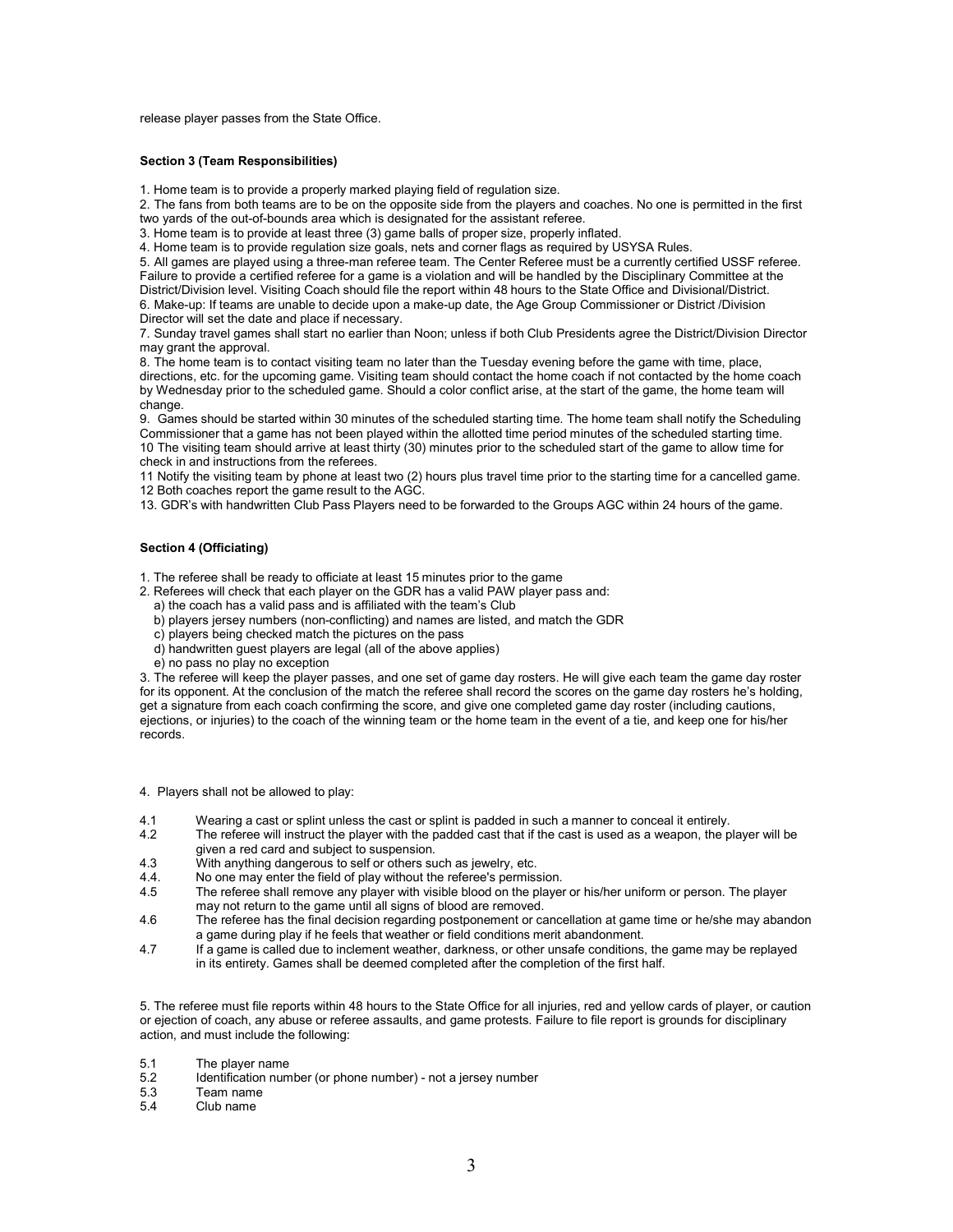release player passes from the State Office.

**Section 3 (Team Responsibilities)**

1. Home team is to provide a properly marked playing field of regulation size.
2. The fans from both teams are to be on the opposite side from the players and coaches. No one is permitted in the first two yards of the out-of-bounds area which is designated for the assistant referee.
3. Home team is to provide at least three (3) game balls of proper size, properly inflated.
4. Home team is to provide regulation size goals, nets and corner flags as required by USYSA Rules.
5. All games are played using a three-man referee team. The Center Referee must be a currently certified USSF referee. Failure to provide a certified referee for a game is a violation and will be handled by the Disciplinary Committee at the District/Division level. Visiting Coach should file the report within 48 hours to the State Office and Divisional/District.
6. Make-up: If teams are unable to decide upon a make-up date, the Age Group Commissioner or District /Division Director will set the date and place if necessary.
7. Sunday travel games shall start no earlier than Noon; unless if both Club Presidents agree the District/Division Director may grant the approval.
8. The home team is to contact visiting team no later than the Tuesday evening before the game with time, place, directions, etc. for the upcoming game. Visiting team should contact the home coach if not contacted by the home coach by Wednesday prior to the scheduled game. Should a color conflict arise, at the start of the game, the home team will change.
9. Games should be started within 30 minutes of the scheduled starting time. The home team shall notify the Scheduling Commissioner that a game has not been played within the allotted time period minutes of the scheduled starting time.
10 The visiting team should arrive at least thirty (30) minutes prior to the scheduled start of the game to allow time for check in and instructions from the referees.
11 Notify the visiting team by phone at least two (2) hours plus travel time prior to the starting time for a cancelled game.
12 Both coaches report the game result to the AGC.
13. GDR's with handwritten Club Pass Players need to be forwarded to the Groups AGC within 24 hours of the game.

**Section 4 (Officiating)**

1. The referee shall be ready to officiate at least 15 minutes prior to the game
2. Referees will check that each player on the GDR has a valid PAW player pass and:
   a) the coach has a valid pass and is affiliated with the team's Club
   b) players jersey numbers (non-conflicting) and names are listed, and match the GDR
   c) players being checked match the pictures on the pass
   d) handwritten guest players are legal (all of the above applies)
   e) no pass no play no exception
3. The referee will keep the player passes, and one set of game day rosters. He will give each team the game day roster for its opponent. At the conclusion of the match the referee shall record the scores on the game day rosters he's holding, get a signature from each coach confirming the score, and give one completed game day roster (including cautions, ejections, or injuries) to the coach of the winning team or the home team in the event of a tie, and keep one for his/her records.

4. Players shall not be allowed to play:

4.1 Wearing a cast or splint unless the cast or splint is padded in such a manner to conceal it entirely.
4.2 The referee will instruct the player with the padded cast that if the cast is used as a weapon, the player will be given a red card and subject to suspension.
4.3 With anything dangerous to self or others such as jewelry, etc.
4.4. No one may enter the field of play without the referee's permission.
4.5 The referee shall remove any player with visible blood on the player or his/her uniform or person. The player may not return to the game until all signs of blood are removed.
4.6 The referee has the final decision regarding postponement or cancellation at game time or he/she may abandon a game during play if he feels that weather or field conditions merit abandonment.
4.7 If a game is called due to inclement weather, darkness, or other unsafe conditions, the game may be replayed in its entirety. Games shall be deemed completed after the completion of the first half.

5. The referee must file reports within 48 hours to the State Office for all injuries, red and yellow cards of player, or caution or ejection of coach, any abuse or referee assaults, and game protests. Failure to file report is grounds for disciplinary action, and must include the following:

5.1 The player name
5.2 Identification number (or phone number) - not a jersey number
5.3 Team name
5.4 Club name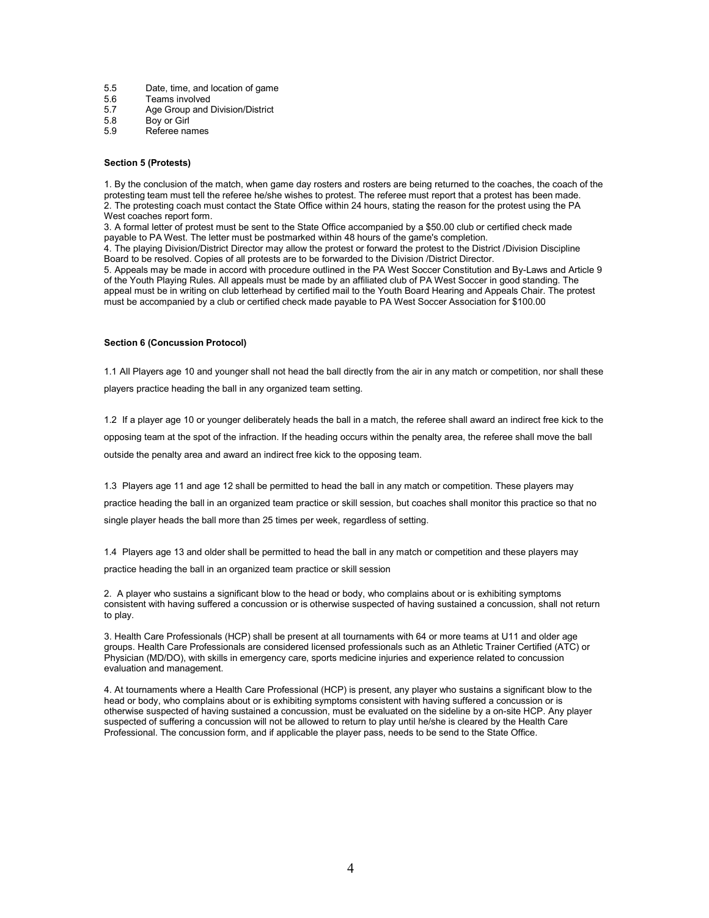5.5 Date, time, and location of game
5.6 Teams involved
5.7 Age Group and Division/District
5.8 Boy or Girl
5.9 Referee names

**Section 5 (Protests)**

1. By the conclusion of the match, when game day rosters and rosters are being returned to the coaches, the coach of the protesting team must tell the referee he/she wishes to protest. The referee must report that a protest has been made.
2. The protesting coach must contact the State Office within 24 hours, stating the reason for the protest using the PA West coaches report form.
3. A formal letter of protest must be sent to the State Office accompanied by a $50.00 club or certified check made payable to PA West. The letter must be postmarked within 48 hours of the game's completion.
4. The playing Division/District Director may allow the protest or forward the protest to the District /Division Discipline Board to be resolved. Copies of all protests are to be forwarded to the Division /District Director.
5. Appeals may be made in accord with procedure outlined in the PA West Soccer Constitution and By-Laws and Article 9 of the Youth Playing Rules. All appeals must be made by an affiliated club of PA West Soccer in good standing. The appeal must be in writing on club letterhead by certified mail to the Youth Board Hearing and Appeals Chair. The protest must be accompanied by a club or certified check made payable to PA West Soccer Association for $100.00

**Section 6 (Concussion Protocol)**

1.1 All Players age 10 and younger shall not head the ball directly from the air in any match or competition, nor shall these players practice heading the ball in any organized team setting.

1.2 If a player age 10 or younger deliberately heads the ball in a match, the referee shall award an indirect free kick to the opposing team at the spot of the infraction. If the heading occurs within the penalty area, the referee shall move the ball outside the penalty area and award an indirect free kick to the opposing team.

1.3 Players age 11 and age 12 shall be permitted to head the ball in any match or competition. These players may practice heading the ball in an organized team practice or skill session, but coaches shall monitor this practice so that no single player heads the ball more than 25 times per week, regardless of setting.

1.4 Players age 13 and older shall be permitted to head the ball in any match or competition and these players may practice heading the ball in an organized team practice or skill session

2. A player who sustains a significant blow to the head or body, who complains about or is exhibiting symptoms consistent with having suffered a concussion or is otherwise suspected of having sustained a concussion, shall not return to play.

3. Health Care Professionals (HCP) shall be present at all tournaments with 64 or more teams at U11 and older age groups. Health Care Professionals are considered licensed professionals such as an Athletic Trainer Certified (ATC) or Physician (MD/DO), with skills in emergency care, sports medicine injuries and experience related to concussion evaluation and management.

4. At tournaments where a Health Care Professional (HCP) is present, any player who sustains a significant blow to the head or body, who complains about or is exhibiting symptoms consistent with having suffered a concussion or is otherwise suspected of having sustained a concussion, must be evaluated on the sideline by a on-site HCP. Any player suspected of suffering a concussion will not be allowed to return to play until he/she is cleared by the Health Care Professional. The concussion form, and if applicable the player pass, needs to be send to the State Office.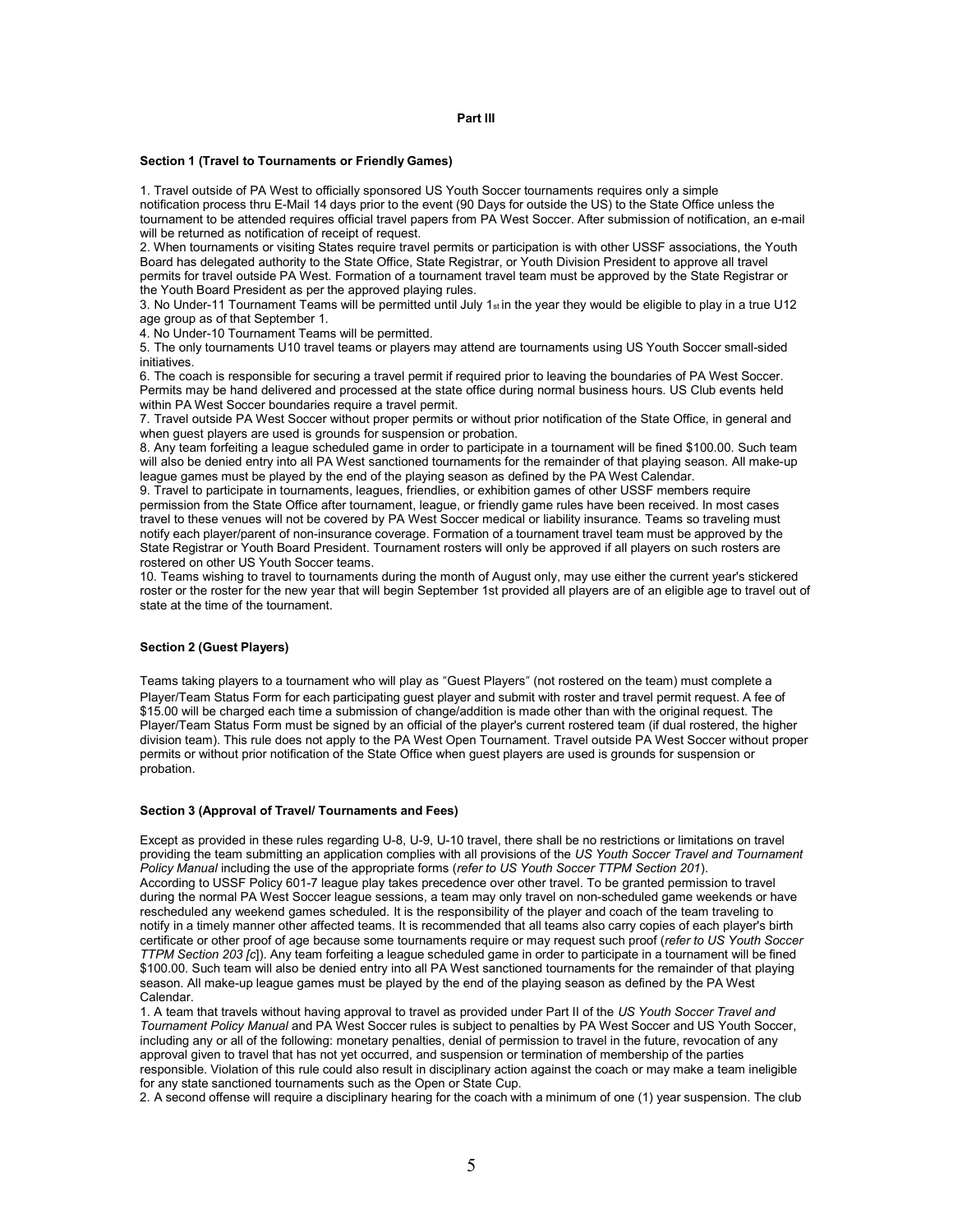**Part III**

**Section 1 (Travel to Tournaments or Friendly Games)**

1. Travel outside of PA West to officially sponsored US Youth Soccer tournaments requires only a simple notification process thru E-Mail 14 days prior to the event (90 Days for outside the US) to the State Office unless the tournament to be attended requires official travel papers from PA West Soccer. After submission of notification, an e-mail will be returned as notification of receipt of request.
2. When tournaments or visiting States require travel permits or participation is with other USSF associations, the Youth Board has delegated authority to the State Office, State Registrar, or Youth Division President to approve all travel permits for travel outside PA West. Formation of a tournament travel team must be approved by the State Registrar or the Youth Board President as per the approved playing rules.
3. No Under-11 Tournament Teams will be permitted until July 1st in the year they would be eligible to play in a true U12 age group as of that September 1.
4. No Under-10 Tournament Teams will be permitted.
5. The only tournaments U10 travel teams or players may attend are tournaments using US Youth Soccer small-sided initiatives.
6. The coach is responsible for securing a travel permit if required prior to leaving the boundaries of PA West Soccer. Permits may be hand delivered and processed at the state office during normal business hours. US Club events held within PA West Soccer boundaries require a travel permit.
7. Travel outside PA West Soccer without proper permits or without prior notification of the State Office, in general and when guest players are used is grounds for suspension or probation.
8. Any team forfeiting a league scheduled game in order to participate in a tournament will be fined $100.00. Such team will also be denied entry into all PA West sanctioned tournaments for the remainder of that playing season. All make-up league games must be played by the end of the playing season as defined by the PA West Calendar.
9. Travel to participate in tournaments, leagues, friendlies, or exhibition games of other USSF members require permission from the State Office after tournament, league, or friendly game rules have been received. In most cases travel to these venues will not be covered by PA West Soccer medical or liability insurance. Teams so traveling must notify each player/parent of non-insurance coverage. Formation of a tournament travel team must be approved by the State Registrar or Youth Board President. Tournament rosters will only be approved if all players on such rosters are rostered on other US Youth Soccer teams.
10. Teams wishing to travel to tournaments during the month of August only, may use either the current year's stickered roster or the roster for the new year that will begin September 1st provided all players are of an eligible age to travel out of state at the time of the tournament.

**Section 2 (Guest Players)**

Teams taking players to a tournament who will play as "Guest Players" (not rostered on the team) must complete a Player/Team Status Form for each participating guest player and submit with roster and travel permit request. A fee of $15.00 will be charged each time a submission of change/addition is made other than with the original request. The Player/Team Status Form must be signed by an official of the player's current rostered team (if dual rostered, the higher division team). This rule does not apply to the PA West Open Tournament. Travel outside PA West Soccer without proper permits or without prior notification of the State Office when guest players are used is grounds for suspension or probation.

**Section 3 (Approval of Travel/ Tournaments and Fees)**

Except as provided in these rules regarding U-8, U-9, U-10 travel, there shall be no restrictions or limitations on travel providing the team submitting an application complies with all provisions of the *US Youth Soccer Travel and Tournament Policy Manual* including the use of the appropriate forms (*refer to US Youth Soccer TTPM Section 201*).
According to USSF Policy 601-7 league play takes precedence over other travel. To be granted permission to travel during the normal PA West Soccer league sessions, a team may only travel on non-scheduled game weekends or have rescheduled any weekend games scheduled. It is the responsibility of the player and coach of the team traveling to notify in a timely manner other affected teams. It is recommended that all teams also carry copies of each player's birth certificate or other proof of age because some tournaments require or may request such proof (*refer to US Youth Soccer TTPM Section 203 [c]*). Any team forfeiting a league scheduled game in order to participate in a tournament will be fined $100.00. Such team will also be denied entry into all PA West sanctioned tournaments for the remainder of that playing season. All make-up league games must be played by the end of the playing season as defined by the PA West Calendar.

1. A team that travels without having approval to travel as provided under Part II of the *US Youth Soccer Travel and Tournament Policy Manual* and PA West Soccer rules is subject to penalties by PA West Soccer and US Youth Soccer, including any or all of the following: monetary penalties, denial of permission to travel in the future, revocation of any approval given to travel that has not yet occurred, and suspension or termination of membership of the parties responsible. Violation of this rule could also result in disciplinary action against the coach or may make a team ineligible for any state sanctioned tournaments such as the Open or State Cup.
2. A second offense will require a disciplinary hearing for the coach with a minimum of one (1) year suspension. The club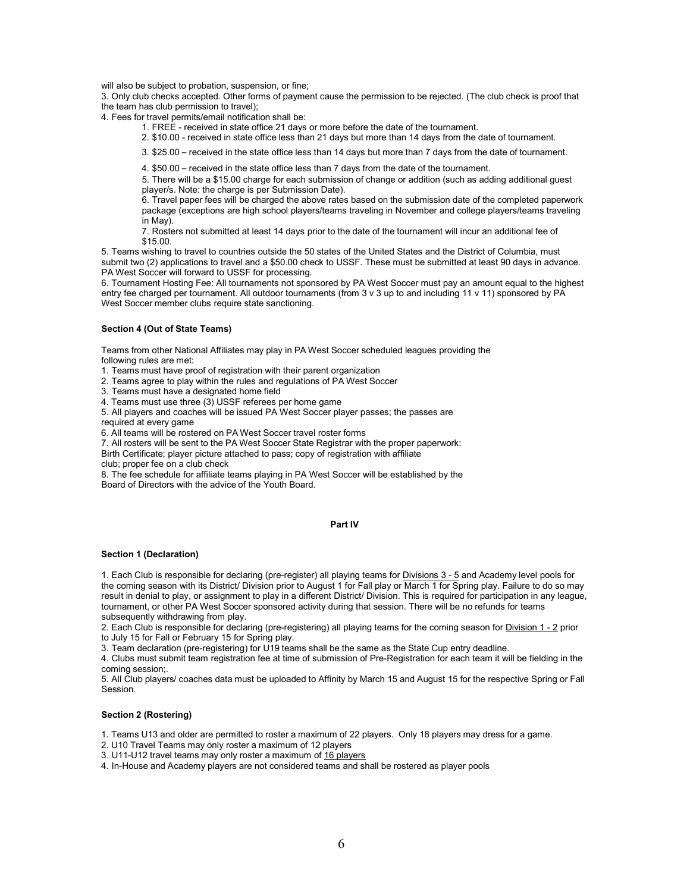will also be subject to probation, suspension, or fine;

3. Only club checks accepted. Other forms of payment cause the permission to be rejected. (The club check is proof that the team has club permission to travel);
4. Fees for travel permits/email notification shall be:
    1. FREE - received in state office 21 days or more before the date of the tournament.
    2. $10.00 - received in state office less than 21 days but more than 14 days from the date of tournament.
    3. $25.00 – received in the state office less than 14 days but more than 7 days from the date of tournament.
    4. $50.00 – received in the state office less than 7 days from the date of the tournament.
    5. There will be a $15.00 charge for each submission of change or addition (such as adding additional guest player/s. Note: the charge is per Submission Date).
    6. Travel paper fees will be charged the above rates based on the submission date of the completed paperwork package (exceptions are high school players/teams traveling in November and college players/teams traveling in May).
    7. Rosters not submitted at least 14 days prior to the date of the tournament will incur an additional fee of $15.00.
5. Teams wishing to travel to countries outside the 50 states of the United States and the District of Columbia, must submit two (2) applications to travel and a $50.00 check to USSF. These must be submitted at least 90 days in advance. PA West Soccer will forward to USSF for processing.
6. Tournament Hosting Fee: All tournaments not sponsored by PA West Soccer must pay an amount equal to the highest entry fee charged per tournament. All outdoor tournaments (from 3 v 3 up to and including 11 v 11) sponsored by PA West Soccer member clubs require state sanctioning.

#### Section 4 (Out of State Teams)

Teams from other National Affiliates may play in PA West Soccer scheduled leagues providing the following rules are met:

1. Teams must have proof of registration with their parent organization
2. Teams agree to play within the rules and regulations of PA West Soccer
3. Teams must have a designated home field
4. Teams must use three (3) USSF referees per home game
5. All players and coaches will be issued PA West Soccer player passes; the passes are required at every game
6. All teams will be rostered on PA West Soccer travel roster forms
7. All rosters will be sent to the PA West Soccer State Registrar with the proper paperwork: Birth Certificate; player picture attached to pass; copy of registration with affiliate club; proper fee on a club check
8. The fee schedule for affiliate teams playing in PA West Soccer will be established by the Board of Directors with the advice of the Youth Board.

## Part IV

#### Section 1 (Declaration)

1. Each Club is responsible for declaring (pre-register) all playing teams for Divisions 3 - 5 and Academy level pools for the coming season with its District/ Division prior to August 1 for Fall play or March 1 for Spring play. Failure to do so may result in denial to play, or assignment to play in a different District/ Division. This is required for participation in any league, tournament, or other PA West Soccer sponsored activity during that session. There will be no refunds for teams subsequently withdrawing from play.
2. Each Club is responsible for declaring (pre-registering) all playing teams for the coming season for Division 1 - 2 prior to July 15 for Fall or February 15 for Spring play.
3. Team declaration (pre-registering) for U19 teams shall be the same as the State Cup entry deadline.
4. Clubs must submit team registration fee at time of submission of Pre-Registration for each team it will be fielding in the coming session;.
5. All Club players/ coaches data must be uploaded to Affinity by March 15 and August 15 for the respective Spring or Fall Session.

#### Section 2 (Rostering)

1. Teams U13 and older are permitted to roster a maximum of 22 players. Only 18 players may dress for a game.
2. U10 Travel Teams may only roster a maximum of 12 players
3. U11-U12 travel teams may only roster a maximum of 16 players
4. In-House and Academy players are not considered teams and shall be rostered as player pools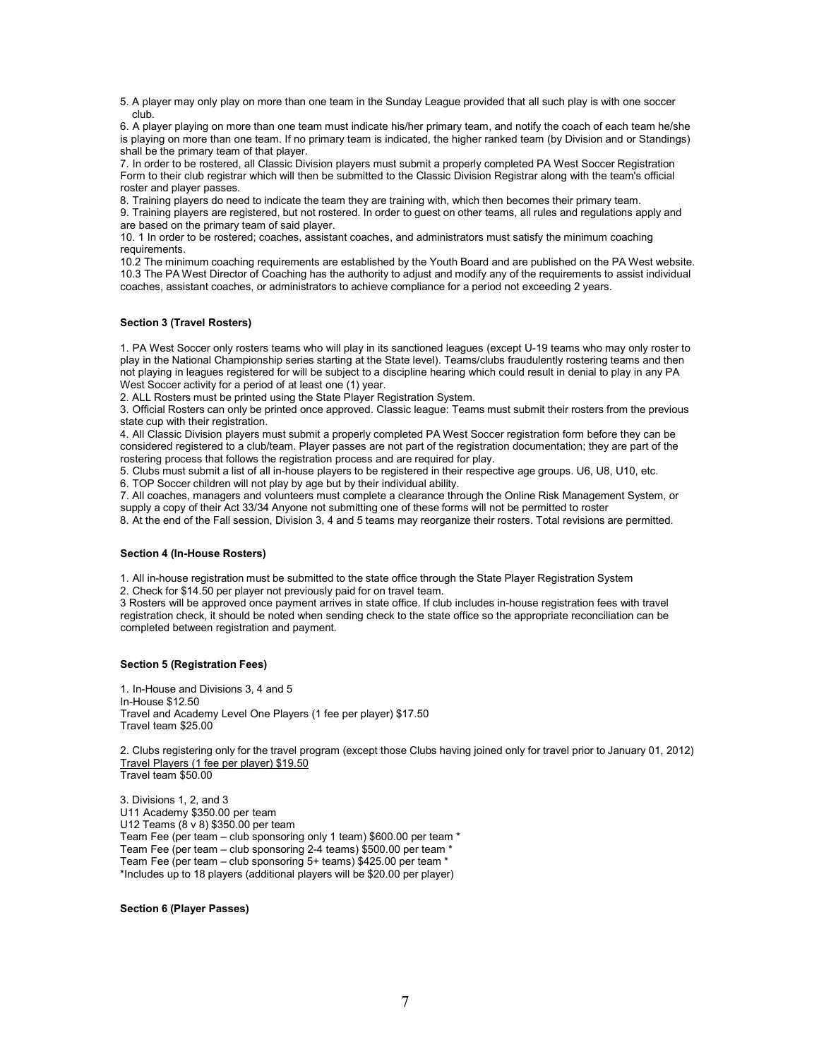5. A player may only play on more than one team in the Sunday League provided that all such play is with one soccer club.

6. A player playing on more than one team must indicate his/her primary team, and notify the coach of each team he/she is playing on more than one team. If no primary team is indicated, the higher ranked team (by Division and or Standings) shall be the primary team of that player.

7. In order to be rostered, all Classic Division players must submit a properly completed PA West Soccer Registration Form to their club registrar which will then be submitted to the Classic Division Registrar along with the team's official roster and player passes.

8. Training players do need to indicate the team they are training with, which then becomes their primary team.

9. Training players are registered, but not rostered. In order to guest on other teams, all rules and regulations apply and are based on the primary team of said player.

10. 1 In order to be rostered; coaches, assistant coaches, and administrators must satisfy the minimum coaching requirements.

10.2 The minimum coaching requirements are established by the Youth Board and are published on the PA West website.

10.3 The PA West Director of Coaching has the authority to adjust and modify any of the requirements to assist individual coaches, assistant coaches, or administrators to achieve compliance for a period not exceeding 2 years.

**Section 3 (Travel Rosters)**

1. PA West Soccer only rosters teams who will play in its sanctioned leagues (except U-19 teams who may only roster to play in the National Championship series starting at the State level). Teams/clubs fraudulently rostering teams and then not playing in leagues registered for will be subject to a discipline hearing which could result in denial to play in any PA West Soccer activity for a period of at least one (1) year.
2. ALL Rosters must be printed using the State Player Registration System.
3. Official Rosters can only be printed once approved. Classic league: Teams must submit their rosters from the previous state cup with their registration.
4. All Classic Division players must submit a properly completed PA West Soccer registration form before they can be considered registered to a club/team. Player passes are not part of the registration documentation; they are part of the rostering process that follows the registration process and are required for play.
5. Clubs must submit a list of all in-house players to be registered in their respective age groups. U6, U8, U10, etc.
6. TOP Soccer children will not play by age but by their individual ability.
7. All coaches, managers and volunteers must complete a clearance through the Online Risk Management System, or supply a copy of their Act 33/34 Anyone not submitting one of these forms will not be permitted to roster
8. At the end of the Fall session, Division 3, 4 and 5 teams may reorganize their rosters. Total revisions are permitted.

**Section 4 (In-House Rosters)**

1. All in-house registration must be submitted to the state office through the State Player Registration System
2. Check for $14.50 per player not previously paid for on travel team.

3 Rosters will be approved once payment arrives in state office. If club includes in-house registration fees with travel registration check, it should be noted when sending check to the state office so the appropriate reconciliation can be completed between registration and payment.

**Section 5 (Registration Fees)**

1. In-House and Divisions 3, 4 and 5
In-House $12.50
Travel and Academy Level One Players (1 fee per player) $17.50
Travel team $25.00

2. Clubs registering only for the travel program (except those Clubs having joined only for travel prior to January 01, 2012)
Travel Players (1 fee per player) $19.50
Travel team $50.00

3. Divisions 1, 2, and 3
U11 Academy $350.00 per team
U12 Teams (8 v 8) $350.00 per team
Team Fee (per team – club sponsoring only 1 team) $600.00 per team *
Team Fee (per team – club sponsoring 2-4 teams) $500.00 per team *
Team Fee (per team – club sponsoring 5+ teams) $425.00 per team *
*Includes up to 18 players (additional players will be $20.00 per player)

**Section 6 (Player Passes)**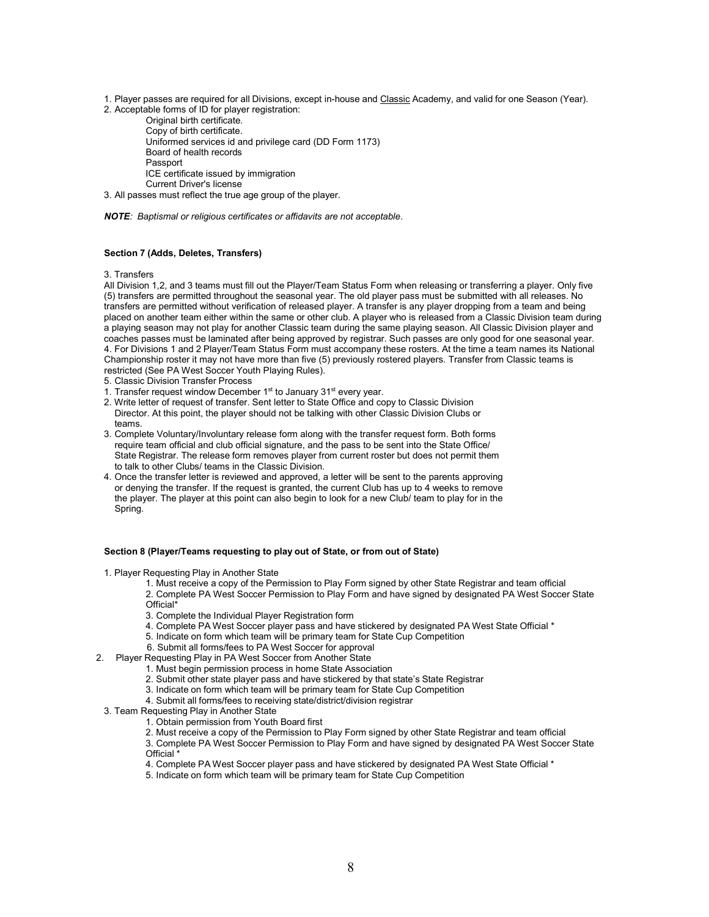1. Player passes are required for all Divisions, except in-house and Classic Academy, and valid for one Season (Year).
2. Acceptable forms of ID for player registration:
   - Original birth certificate.
   - Copy of birth certificate.
   - Uniformed services id and privilege card (DD Form 1173)
   - Board of health records
   - Passport
   - ICE certificate issued by immigration
   - Current Driver's license
3. All passes must reflect the true age group of the player.

***NOTE**: Baptismal or religious certificates or affidavits are not acceptable.*

**Section 7 (Adds, Deletes, Transfers)**

3. Transfers

All Division 1,2, and 3 teams must fill out the Player/Team Status Form when releasing or transferring a player. Only five (5) transfers are permitted throughout the seasonal year. The old player pass must be submitted with all releases. No transfers are permitted without verification of released player. A transfer is any player dropping from a team and being placed on another team either within the same or other club. A player who is released from a Classic Division team during a playing season may not play for another Classic team during the same playing season. All Classic Division player and coaches passes must be laminated after being approved by registrar. Such passes are only good for one seasonal year.

4. For Divisions 1 and 2 Player/Team Status Form must accompany these rosters. At the time a team names its National Championship roster it may not have more than five (5) previously rostered players. Transfer from Classic teams is restricted (See PA West Soccer Youth Playing Rules).

5. Classic Division Transfer Process

1. Transfer request window December 1st to January 31st every year.
2. Write letter of request of transfer. Sent letter to State Office and copy to Classic Division Director. At this point, the player should not be talking with other Classic Division Clubs or teams.
3. Complete Voluntary/Involuntary release form along with the transfer request form. Both forms require team official and club official signature, and the pass to be sent into the State Office/ State Registrar. The release form removes player from current roster but does not permit them to talk to other Clubs/ teams in the Classic Division.
4. Once the transfer letter is reviewed and approved, a letter will be sent to the parents approving or denying the transfer. If the request is granted, the current Club has up to 4 weeks to remove the player. The player at this point can also begin to look for a new Club/ team to play for in the Spring.

**Section 8 (Player/Teams requesting to play out of State, or from out of State)**

1. Player Requesting Play in Another State
   1. Must receive a copy of the Permission to Play Form signed by other State Registrar and team official
   2. Complete PA West Soccer Permission to Play Form and have signed by designated PA West Soccer State Official*
   3. Complete the Individual Player Registration form
   4. Complete PA West Soccer player pass and have stickered by designated PA West State Official *
   5. Indicate on form which team will be primary team for State Cup Competition
   6. Submit all forms/fees to PA West Soccer for approval
2. Player Requesting Play in PA West Soccer from Another State
   1. Must begin permission process in home State Association
   2. Submit other state player pass and have stickered by that state's State Registrar
   3. Indicate on form which team will be primary team for State Cup Competition
   4. Submit all forms/fees to receiving state/district/division registrar
3. Team Requesting Play in Another State
   1. Obtain permission from Youth Board first
   2. Must receive a copy of the Permission to Play Form signed by other State Registrar and team official
   3. Complete PA West Soccer Permission to Play Form and have signed by designated PA West Soccer State Official *
   4. Complete PA West Soccer player pass and have stickered by designated PA West State Official *
   5. Indicate on form which team will be primary team for State Cup Competition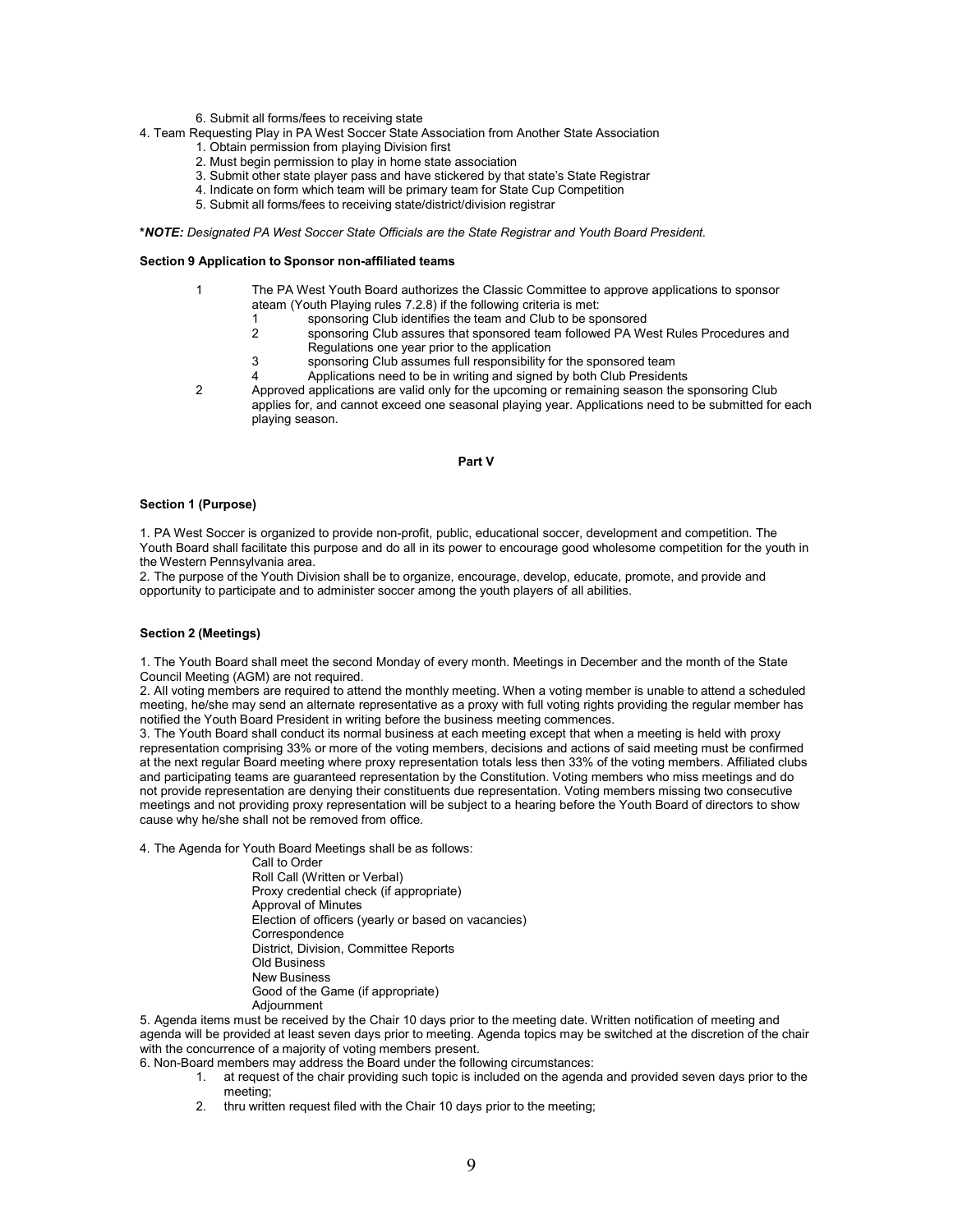6. Submit all forms/fees to receiving state

4. Team Requesting Play in PA West Soccer State Association from Another State Association
   1. Obtain permission from playing Division first
   2. Must begin permission to play in home state association
   3. Submit other state player pass and have stickered by that state's State Registrar
   4. Indicate on form which team will be primary team for State Cup Competition
   5. Submit all forms/fees to receiving state/district/division registrar

***NOTE:** *Designated PA West Soccer State Officials are the State Registrar and Youth Board President.*

**Section 9 Application to Sponsor non-affiliated teams**

1. The PA West Youth Board authorizes the Classic Committee to approve applications to sponsor ateam (Youth Playing rules 7.2.8) if the following criteria is met:
   1. sponsoring Club identifies the team and Club to be sponsored
   2. sponsoring Club assures that sponsored team followed PA West Rules Procedures and Regulations one year prior to the application
   3. sponsoring Club assumes full responsibility for the sponsored team
   4. Applications need to be in writing and signed by both Club Presidents
2. Approved applications are valid only for the upcoming or remaining season the sponsoring Club applies for, and cannot exceed one seasonal playing year. Applications need to be submitted for each playing season.

## Part V

**Section 1 (Purpose)**

1. PA West Soccer is organized to provide non-profit, public, educational soccer, development and competition. The Youth Board shall facilitate this purpose and do all in its power to encourage good wholesome competition for the youth in the Western Pennsylvania area.
2. The purpose of the Youth Division shall be to organize, encourage, develop, educate, promote, and provide and opportunity to participate and to administer soccer among the youth players of all abilities.

**Section 2 (Meetings)**

1. The Youth Board shall meet the second Monday of every month. Meetings in December and the month of the State Council Meeting (AGM) are not required.
2. All voting members are required to attend the monthly meeting. When a voting member is unable to attend a scheduled meeting, he/she may send an alternate representative as a proxy with full voting rights providing the regular member has notified the Youth Board President in writing before the business meeting commences.
3. The Youth Board shall conduct its normal business at each meeting except that when a meeting is held with proxy representation comprising 33% or more of the voting members, decisions and actions of said meeting must be confirmed at the next regular Board meeting where proxy representation totals less then 33% of the voting members. Affiliated clubs and participating teams are guaranteed representation by the Constitution. Voting members who miss meetings and do not provide representation are denying their constituents due representation. Voting members missing two consecutive meetings and not providing proxy representation will be subject to a hearing before the Youth Board of directors to show cause why he/she shall not be removed from office.
4. The Agenda for Youth Board Meetings shall be as follows:

   Call to Order
   Roll Call (Written or Verbal)
   Proxy credential check (if appropriate)
   Approval of Minutes
   Election of officers (yearly or based on vacancies)
   Correspondence
   District, Division, Committee Reports
   Old Business
   New Business
   Good of the Game (if appropriate)
   Adjournment

5. Agenda items must be received by the Chair 10 days prior to the meeting date. Written notification of meeting and agenda will be provided at least seven days prior to meeting. Agenda topics may be switched at the discretion of the chair with the concurrence of a majority of voting members present.
6. Non-Board members may address the Board under the following circumstances:
   1. at request of the chair providing such topic is included on the agenda and provided seven days prior to the meeting;
   2. thru written request filed with the Chair 10 days prior to the meeting;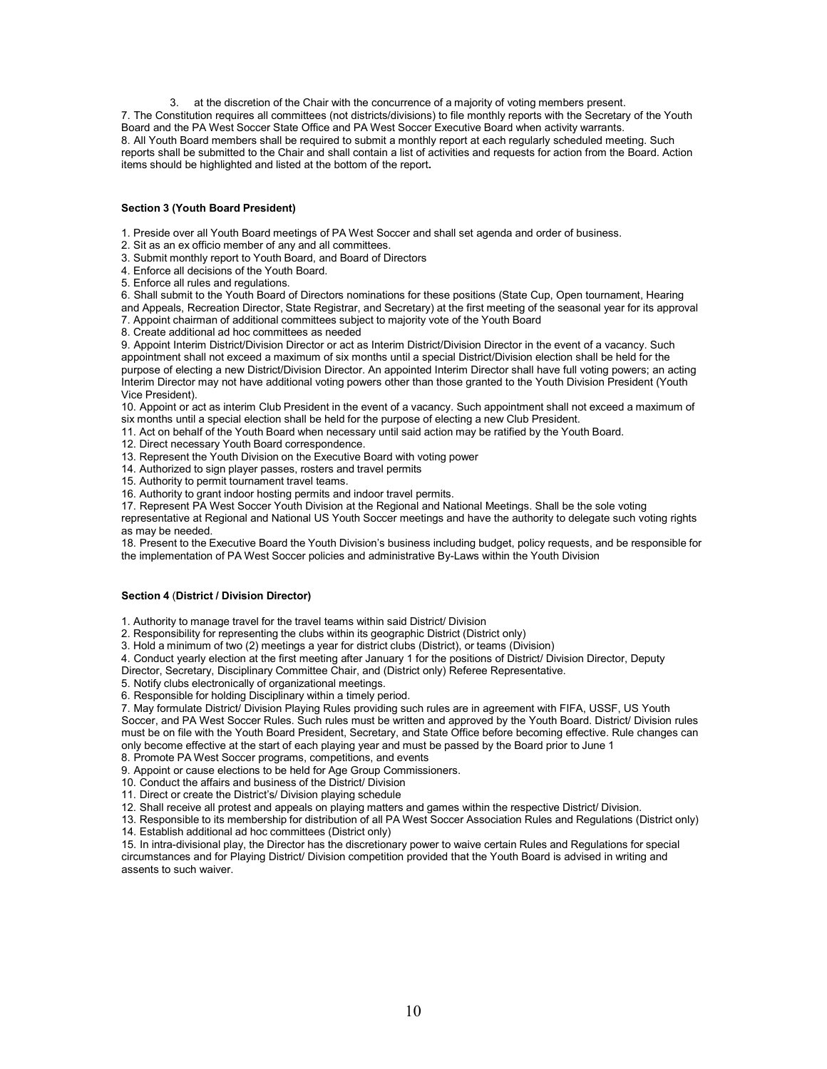3. at the discretion of the Chair with the concurrence of a majority of voting members present.

7. The Constitution requires all committees (not districts/divisions) to file monthly reports with the Secretary of the Youth Board and the PA West Soccer State Office and PA West Soccer Executive Board when activity warrants.

8. All Youth Board members shall be required to submit a monthly report at each regularly scheduled meeting. Such reports shall be submitted to the Chair and shall contain a list of activities and requests for action from the Board. Action items should be highlighted and listed at the bottom of the report**.**

**Section 3 (Youth Board President)**

1. Preside over all Youth Board meetings of PA West Soccer and shall set agenda and order of business.
2. Sit as an ex officio member of any and all committees.
3. Submit monthly report to Youth Board, and Board of Directors
4. Enforce all decisions of the Youth Board.
5. Enforce all rules and regulations.
6. Shall submit to the Youth Board of Directors nominations for these positions (State Cup, Open tournament, Hearing and Appeals, Recreation Director, State Registrar, and Secretary) at the first meeting of the seasonal year for its approval
7. Appoint chairman of additional committees subject to majority vote of the Youth Board
8. Create additional ad hoc committees as needed
9. Appoint Interim District/Division Director or act as Interim District/Division Director in the event of a vacancy. Such appointment shall not exceed a maximum of six months until a special District/Division election shall be held for the purpose of electing a new District/Division Director. An appointed Interim Director shall have full voting powers; an acting Interim Director may not have additional voting powers other than those granted to the Youth Division President (Youth Vice President).
10. Appoint or act as interim Club President in the event of a vacancy. Such appointment shall not exceed a maximum of six months until a special election shall be held for the purpose of electing a new Club President.
11. Act on behalf of the Youth Board when necessary until said action may be ratified by the Youth Board.
12. Direct necessary Youth Board correspondence.
13. Represent the Youth Division on the Executive Board with voting power
14. Authorized to sign player passes, rosters and travel permits
15. Authority to permit tournament travel teams.
16. Authority to grant indoor hosting permits and indoor travel permits.
17. Represent PA West Soccer Youth Division at the Regional and National Meetings. Shall be the sole voting representative at Regional and National US Youth Soccer meetings and have the authority to delegate such voting rights as may be needed.
18. Present to the Executive Board the Youth Division's business including budget, policy requests, and be responsible for the implementation of PA West Soccer policies and administrative By-Laws within the Youth Division

**Section 4** (**District / Division Director)**

1. Authority to manage travel for the travel teams within said District/ Division
2. Responsibility for representing the clubs within its geographic District (District only)
3. Hold a minimum of two (2) meetings a year for district clubs (District), or teams (Division)
4. Conduct yearly election at the first meeting after January 1 for the positions of District/ Division Director, Deputy Director, Secretary, Disciplinary Committee Chair, and (District only) Referee Representative.
5. Notify clubs electronically of organizational meetings.
6. Responsible for holding Disciplinary within a timely period.
7. May formulate District/ Division Playing Rules providing such rules are in agreement with FIFA, USSF, US Youth Soccer, and PA West Soccer Rules. Such rules must be written and approved by the Youth Board. District/ Division rules must be on file with the Youth Board President, Secretary, and State Office before becoming effective. Rule changes can only become effective at the start of each playing year and must be passed by the Board prior to June 1
8. Promote PA West Soccer programs, competitions, and events
9. Appoint or cause elections to be held for Age Group Commissioners.
10. Conduct the affairs and business of the District/ Division
11. Direct or create the District's/ Division playing schedule
12. Shall receive all protest and appeals on playing matters and games within the respective District/ Division.
13. Responsible to its membership for distribution of all PA West Soccer Association Rules and Regulations (District only)
14. Establish additional ad hoc committees (District only)
15. In intra-divisional play, the Director has the discretionary power to waive certain Rules and Regulations for special circumstances and for Playing District/ Division competition provided that the Youth Board is advised in writing and assents to such waiver.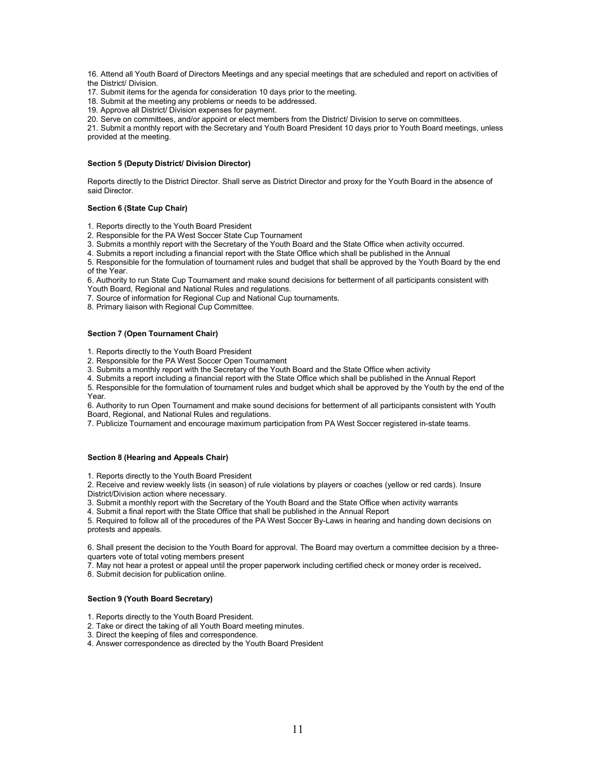16. Attend all Youth Board of Directors Meetings and any special meetings that are scheduled and report on activities of the District/ Division.
17. Submit items for the agenda for consideration 10 days prior to the meeting.
18. Submit at the meeting any problems or needs to be addressed.
19. Approve all District/ Division expenses for payment.
20. Serve on committees, and/or appoint or elect members from the District/ Division to serve on committees.
21. Submit a monthly report with the Secretary and Youth Board President 10 days prior to Youth Board meetings, unless provided at the meeting.

#### Section 5 (Deputy District/ Division Director)

Reports directly to the District Director. Shall serve as District Director and proxy for the Youth Board in the absence of said Director.

#### Section 6 (State Cup Chair)

1. Reports directly to the Youth Board President
2. Responsible for the PA West Soccer State Cup Tournament
3. Submits a monthly report with the Secretary of the Youth Board and the State Office when activity occurred.
4. Submits a report including a financial report with the State Office which shall be published in the Annual
5. Responsible for the formulation of tournament rules and budget that shall be approved by the Youth Board by the end of the Year.
6. Authority to run State Cup Tournament and make sound decisions for betterment of all participants consistent with Youth Board, Regional and National Rules and regulations.
7. Source of information for Regional Cup and National Cup tournaments.
8. Primary liaison with Regional Cup Committee.

#### Section 7 (Open Tournament Chair)

1. Reports directly to the Youth Board President
2. Responsible for the PA West Soccer Open Tournament
3. Submits a monthly report with the Secretary of the Youth Board and the State Office when activity
4. Submits a report including a financial report with the State Office which shall be published in the Annual Report
5. Responsible for the formulation of tournament rules and budget which shall be approved by the Youth by the end of the Year.
6. Authority to run Open Tournament and make sound decisions for betterment of all participants consistent with Youth Board, Regional, and National Rules and regulations.
7. Publicize Tournament and encourage maximum participation from PA West Soccer registered in-state teams.

#### Section 8 (Hearing and Appeals Chair)

1. Reports directly to the Youth Board President
2. Receive and review weekly lists (in season) of rule violations by players or coaches (yellow or red cards). Insure District/Division action where necessary.
3. Submit a monthly report with the Secretary of the Youth Board and the State Office when activity warrants
4. Submit a final report with the State Office that shall be published in the Annual Report
5. Required to follow all of the procedures of the PA West Soccer By-Laws in hearing and handing down decisions on protests and appeals.

6. Shall present the decision to the Youth Board for approval. The Board may overturn a committee decision by a three-quarters vote of total voting members present
7. May not hear a protest or appeal until the proper paperwork including certified check or money order is received**.**
8. Submit decision for publication online.

#### Section 9 (Youth Board Secretary)

1. Reports directly to the Youth Board President.
2. Take or direct the taking of all Youth Board meeting minutes.
3. Direct the keeping of files and correspondence.
4. Answer correspondence as directed by the Youth Board President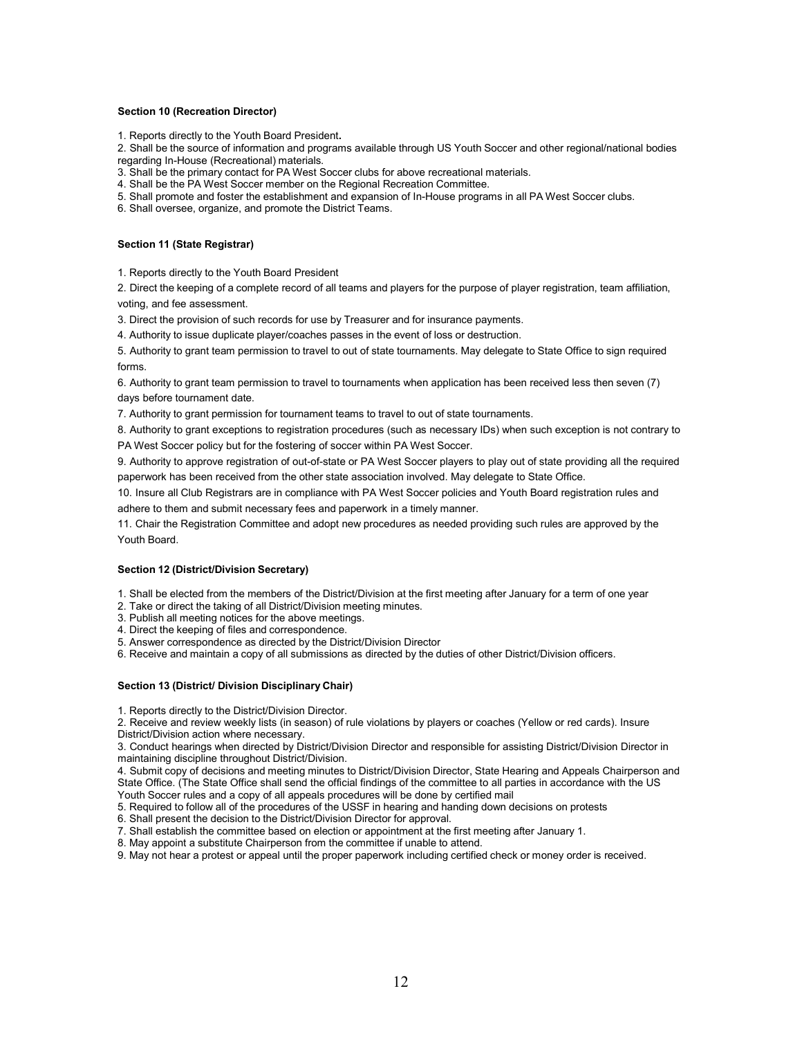**Section 10 (Recreation Director)**

1. Reports directly to the Youth Board President**.**
2. Shall be the source of information and programs available through US Youth Soccer and other regional/national bodies regarding In-House (Recreational) materials.
3. Shall be the primary contact for PA West Soccer clubs for above recreational materials.
4. Shall be the PA West Soccer member on the Regional Recreation Committee.
5. Shall promote and foster the establishment and expansion of In-House programs in all PA West Soccer clubs.
6. Shall oversee, organize, and promote the District Teams.

**Section 11 (State Registrar)**

1. Reports directly to the Youth Board President
2. Direct the keeping of a complete record of all teams and players for the purpose of player registration, team affiliation, voting, and fee assessment.
3. Direct the provision of such records for use by Treasurer and for insurance payments.
4. Authority to issue duplicate player/coaches passes in the event of loss or destruction.
5. Authority to grant team permission to travel to out of state tournaments. May delegate to State Office to sign required forms.
6. Authority to grant team permission to travel to tournaments when application has been received less then seven (7) days before tournament date.
7. Authority to grant permission for tournament teams to travel to out of state tournaments.
8. Authority to grant exceptions to registration procedures (such as necessary IDs) when such exception is not contrary to PA West Soccer policy but for the fostering of soccer within PA West Soccer.
9. Authority to approve registration of out-of-state or PA West Soccer players to play out of state providing all the required paperwork has been received from the other state association involved. May delegate to State Office.
10. Insure all Club Registrars are in compliance with PA West Soccer policies and Youth Board registration rules and adhere to them and submit necessary fees and paperwork in a timely manner.
11. Chair the Registration Committee and adopt new procedures as needed providing such rules are approved by the Youth Board.

**Section 12 (District/Division Secretary)**

1. Shall be elected from the members of the District/Division at the first meeting after January for a term of one year
2. Take or direct the taking of all District/Division meeting minutes.
3. Publish all meeting notices for the above meetings.
4. Direct the keeping of files and correspondence.
5. Answer correspondence as directed by the District/Division Director
6. Receive and maintain a copy of all submissions as directed by the duties of other District/Division officers.

**Section 13 (District/ Division Disciplinary Chair)**

1. Reports directly to the District/Division Director.
2. Receive and review weekly lists (in season) of rule violations by players or coaches (Yellow or red cards). Insure District/Division action where necessary.
3. Conduct hearings when directed by District/Division Director and responsible for assisting District/Division Director in maintaining discipline throughout District/Division.
4. Submit copy of decisions and meeting minutes to District/Division Director, State Hearing and Appeals Chairperson and State Office. (The State Office shall send the official findings of the committee to all parties in accordance with the US Youth Soccer rules and a copy of all appeals procedures will be done by certified mail
5. Required to follow all of the procedures of the USSF in hearing and handing down decisions on protests
6. Shall present the decision to the District/Division Director for approval.
7. Shall establish the committee based on election or appointment at the first meeting after January 1.
8. May appoint a substitute Chairperson from the committee if unable to attend.
9. May not hear a protest or appeal until the proper paperwork including certified check or money order is received.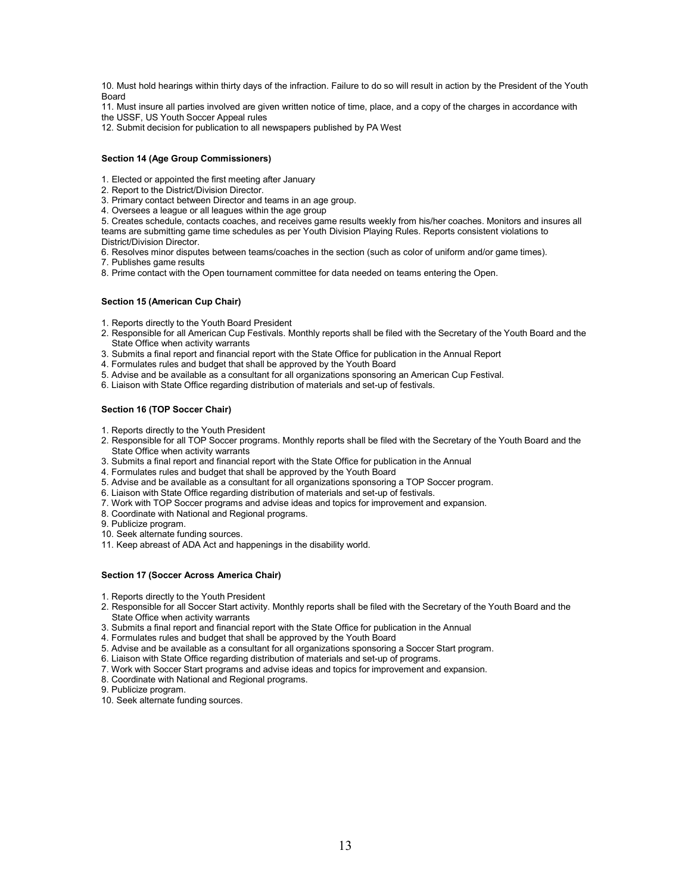10. Must hold hearings within thirty days of the infraction. Failure to do so will result in action by the President of the Youth Board
11. Must insure all parties involved are given written notice of time, place, and a copy of the charges in accordance with the USSF, US Youth Soccer Appeal rules
12. Submit decision for publication to all newspapers published by PA West

**Section 14 (Age Group Commissioners)**

1. Elected or appointed the first meeting after January
2. Report to the District/Division Director.
3. Primary contact between Director and teams in an age group.
4. Oversees a league or all leagues within the age group
5. Creates schedule, contacts coaches, and receives game results weekly from his/her coaches. Monitors and insures all teams are submitting game time schedules as per Youth Division Playing Rules. Reports consistent violations to District/Division Director.
6. Resolves minor disputes between teams/coaches in the section (such as color of uniform and/or game times).
7. Publishes game results
8. Prime contact with the Open tournament committee for data needed on teams entering the Open.

**Section 15 (American Cup Chair)**

1. Reports directly to the Youth Board President
2. Responsible for all American Cup Festivals. Monthly reports shall be filed with the Secretary of the Youth Board and the State Office when activity warrants
3. Submits a final report and financial report with the State Office for publication in the Annual Report
4. Formulates rules and budget that shall be approved by the Youth Board
5. Advise and be available as a consultant for all organizations sponsoring an American Cup Festival.
6. Liaison with State Office regarding distribution of materials and set-up of festivals.

**Section 16 (TOP Soccer Chair)**

1. Reports directly to the Youth President
2. Responsible for all TOP Soccer programs. Monthly reports shall be filed with the Secretary of the Youth Board and the State Office when activity warrants
3. Submits a final report and financial report with the State Office for publication in the Annual
4. Formulates rules and budget that shall be approved by the Youth Board
5. Advise and be available as a consultant for all organizations sponsoring a TOP Soccer program.
6. Liaison with State Office regarding distribution of materials and set-up of festivals.
7. Work with TOP Soccer programs and advise ideas and topics for improvement and expansion.
8. Coordinate with National and Regional programs.
9. Publicize program.
10. Seek alternate funding sources.
11. Keep abreast of ADA Act and happenings in the disability world.

**Section 17 (Soccer Across America Chair)**

1. Reports directly to the Youth President
2. Responsible for all Soccer Start activity. Monthly reports shall be filed with the Secretary of the Youth Board and the State Office when activity warrants
3. Submits a final report and financial report with the State Office for publication in the Annual
4. Formulates rules and budget that shall be approved by the Youth Board
5. Advise and be available as a consultant for all organizations sponsoring a Soccer Start program.
6. Liaison with State Office regarding distribution of materials and set-up of programs.
7. Work with Soccer Start programs and advise ideas and topics for improvement and expansion.
8. Coordinate with National and Regional programs.
9. Publicize program.
10. Seek alternate funding sources.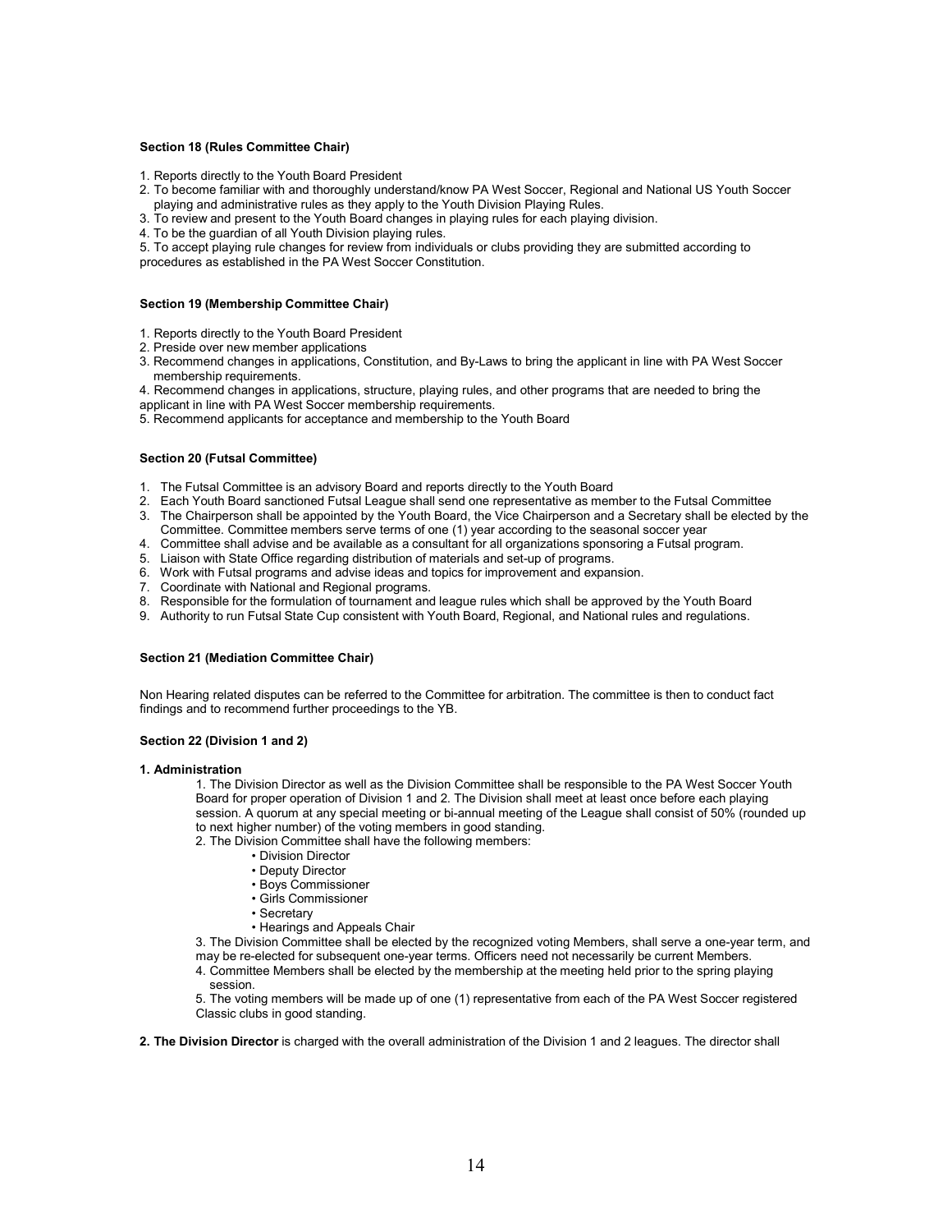**Section 18 (Rules Committee Chair)**

1. Reports directly to the Youth Board President
2. To become familiar with and thoroughly understand/know PA West Soccer, Regional and National US Youth Soccer playing and administrative rules as they apply to the Youth Division Playing Rules.
3. To review and present to the Youth Board changes in playing rules for each playing division.
4. To be the guardian of all Youth Division playing rules.
5. To accept playing rule changes for review from individuals or clubs providing they are submitted according to procedures as established in the PA West Soccer Constitution.

**Section 19 (Membership Committee Chair)**

1. Reports directly to the Youth Board President
2. Preside over new member applications
3. Recommend changes in applications, Constitution, and By-Laws to bring the applicant in line with PA West Soccer membership requirements.
4. Recommend changes in applications, structure, playing rules, and other programs that are needed to bring the applicant in line with PA West Soccer membership requirements.
5. Recommend applicants for acceptance and membership to the Youth Board

**Section 20 (Futsal Committee)**

1. The Futsal Committee is an advisory Board and reports directly to the Youth Board
2. Each Youth Board sanctioned Futsal League shall send one representative as member to the Futsal Committee
3. The Chairperson shall be appointed by the Youth Board, the Vice Chairperson and a Secretary shall be elected by the Committee. Committee members serve terms of one (1) year according to the seasonal soccer year
4. Committee shall advise and be available as a consultant for all organizations sponsoring a Futsal program.
5. Liaison with State Office regarding distribution of materials and set-up of programs.
6. Work with Futsal programs and advise ideas and topics for improvement and expansion.
7. Coordinate with National and Regional programs.
8. Responsible for the formulation of tournament and league rules which shall be approved by the Youth Board
9. Authority to run Futsal State Cup consistent with Youth Board, Regional, and National rules and regulations.

**Section 21 (Mediation Committee Chair)**

Non Hearing related disputes can be referred to the Committee for arbitration. The committee is then to conduct fact findings and to recommend further proceedings to the YB.

**Section 22 (Division 1 and 2)**

**1. Administration**

1. The Division Director as well as the Division Committee shall be responsible to the PA West Soccer Youth Board for proper operation of Division 1 and 2. The Division shall meet at least once before each playing session. A quorum at any special meeting or bi-annual meeting of the League shall consist of 50% (rounded up to next higher number) of the voting members in good standing.
2. The Division Committee shall have the following members:
   - Division Director
   - Deputy Director
   - Boys Commissioner
   - Girls Commissioner
   - Secretary
   - Hearings and Appeals Chair
3. The Division Committee shall be elected by the recognized voting Members, shall serve a one-year term, and may be re-elected for subsequent one-year terms. Officers need not necessarily be current Members.
4. Committee Members shall be elected by the membership at the meeting held prior to the spring playing session.
5. The voting members will be made up of one (1) representative from each of the PA West Soccer registered Classic clubs in good standing.

**2. The Division Director** is charged with the overall administration of the Division 1 and 2 leagues. The director shall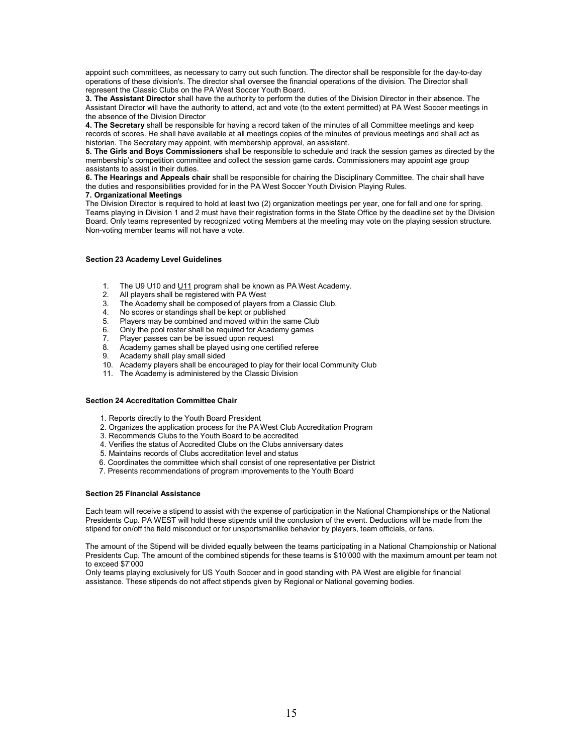appoint such committees, as necessary to carry out such function. The director shall be responsible for the day-to-day operations of these division's. The director shall oversee the financial operations of the division. The Director shall represent the Classic Clubs on the PA West Soccer Youth Board.

**3. The Assistant Director** shall have the authority to perform the duties of the Division Director in their absence. The Assistant Director will have the authority to attend, act and vote (to the extent permitted) at PA West Soccer meetings in the absence of the Division Director

**4. The Secretary** shall be responsible for having a record taken of the minutes of all Committee meetings and keep records of scores. He shall have available at all meetings copies of the minutes of previous meetings and shall act as historian. The Secretary may appoint, with membership approval, an assistant.

**5. The Girls and Boys Commissioners** shall be responsible to schedule and track the session games as directed by the membership's competition committee and collect the session game cards. Commissioners may appoint age group assistants to assist in their duties.

**6. The Hearings and Appeals chair** shall be responsible for chairing the Disciplinary Committee. The chair shall have the duties and responsibilities provided for in the PA West Soccer Youth Division Playing Rules.

**7. Organizational Meetings**

The Division Director is required to hold at least two (2) organization meetings per year, one for fall and one for spring. Teams playing in Division 1 and 2 must have their registration forms in the State Office by the deadline set by the Division Board. Only teams represented by recognized voting Members at the meeting may vote on the playing session structure. Non-voting member teams will not have a vote.

#### Section 23 Academy Level Guidelines

1. The U9 U10 and U11 program shall be known as PA West Academy.
2. All players shall be registered with PA West
3. The Academy shall be composed of players from a Classic Club.
4. No scores or standings shall be kept or published
5. Players may be combined and moved within the same Club
6. Only the pool roster shall be required for Academy games
7. Player passes can be be issued upon request
8. Academy games shall be played using one certified referee
9. Academy shall play small sided
10. Academy players shall be encouraged to play for their local Community Club
11. The Academy is administered by the Classic Division

#### Section 24 Accreditation Committee Chair

1. Reports directly to the Youth Board President
2. Organizes the application process for the PA West Club Accreditation Program
3. Recommends Clubs to the Youth Board to be accredited
4. Verifies the status of Accredited Clubs on the Clubs anniversary dates
5. Maintains records of Clubs accreditation level and status
6. Coordinates the committee which shall consist of one representative per District
7. Presents recommendations of program improvements to the Youth Board

#### Section 25 Financial Assistance

Each team will receive a stipend to assist with the expense of participation in the National Championships or the National Presidents Cup. PA WEST will hold these stipends until the conclusion of the event. Deductions will be made from the stipend for on/off the field misconduct or for unsportsmanlike behavior by players, team officials, or fans.

The amount of the Stipend will be divided equally between the teams participating in a National Championship or National Presidents Cup. The amount of the combined stipends for these teams is $10'000 with the maximum amount per team not to exceed $7'000

Only teams playing exclusively for US Youth Soccer and in good standing with PA West are eligible for financial assistance. These stipends do not affect stipends given by Regional or National governing bodies.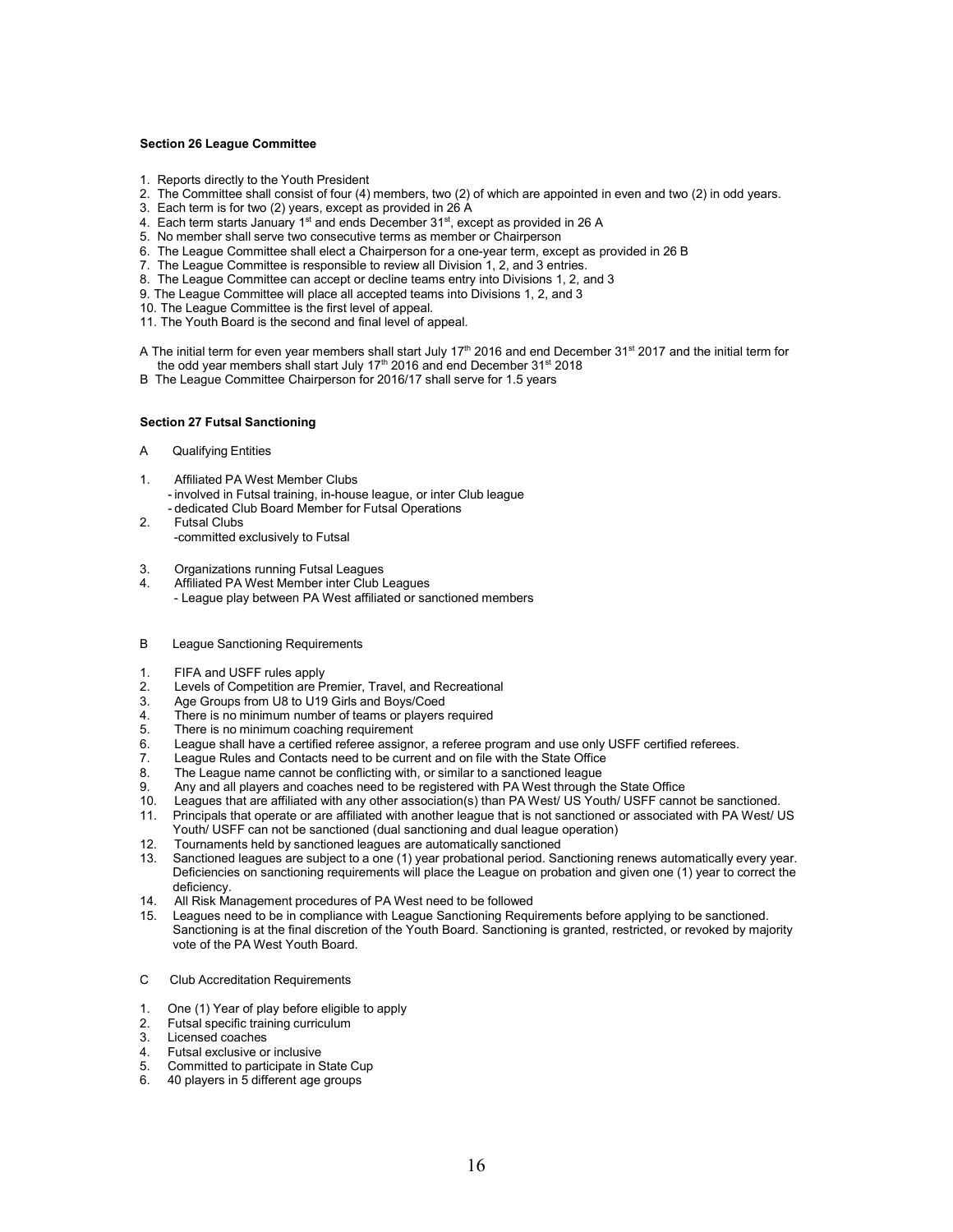**Section 26 League Committee**

1. Reports directly to the Youth President
2. The Committee shall consist of four (4) members, two (2) of which are appointed in even and two (2) in odd years.
3. Each term is for two (2) years, except as provided in 26 A
4. Each term starts January 1st and ends December 31st, except as provided in 26 A
5. No member shall serve two consecutive terms as member or Chairperson
6. The League Committee shall elect a Chairperson for a one-year term, except as provided in 26 B
7. The League Committee is responsible to review all Division 1, 2, and 3 entries.
8. The League Committee can accept or decline teams entry into Divisions 1, 2, and 3
9. The League Committee will place all accepted teams into Divisions 1, 2, and 3
10. The League Committee is the first level of appeal.
11. The Youth Board is the second and final level of appeal.

A The initial term for even year members shall start July 17th 2016 and end December 31st 2017 and the initial term for the odd year members shall start July 17th 2016 and end December 31st 2018

B The League Committee Chairperson for 2016/17 shall serve for 1.5 years

**Section 27 Futsal Sanctioning**

A Qualifying Entities

1. Affiliated PA West Member Clubs
   - involved in Futsal training, in-house league, or inter Club league
   - dedicated Club Board Member for Futsal Operations
2. Futsal Clubs
   - committed exclusively to Futsal
3. Organizations running Futsal Leagues
4. Affiliated PA West Member inter Club Leagues
   - League play between PA West affiliated or sanctioned members

B League Sanctioning Requirements

1. FIFA and USFF rules apply
2. Levels of Competition are Premier, Travel, and Recreational
3. Age Groups from U8 to U19 Girls and Boys/Coed
4. There is no minimum number of teams or players required
5. There is no minimum coaching requirement
6. League shall have a certified referee assignor, a referee program and use only USFF certified referees.
7. League Rules and Contacts need to be current and on file with the State Office
8. The League name cannot be conflicting with, or similar to a sanctioned league
9. Any and all players and coaches need to be registered with PA West through the State Office
10. Leagues that are affiliated with any other association(s) than PA West/ US Youth/ USFF cannot be sanctioned.
11. Principals that operate or are affiliated with another league that is not sanctioned or associated with PA West/ US Youth/ USFF can not be sanctioned (dual sanctioning and dual league operation)
12. Tournaments held by sanctioned leagues are automatically sanctioned
13. Sanctioned leagues are subject to a one (1) year probational period. Sanctioning renews automatically every year. Deficiencies on sanctioning requirements will place the League on probation and given one (1) year to correct the deficiency.
14. All Risk Management procedures of PA West need to be followed
15. Leagues need to be in compliance with League Sanctioning Requirements before applying to be sanctioned. Sanctioning is at the final discretion of the Youth Board. Sanctioning is granted, restricted, or revoked by majority vote of the PA West Youth Board.

C Club Accreditation Requirements

1. One (1) Year of play before eligible to apply
2. Futsal specific training curriculum
3. Licensed coaches
4. Futsal exclusive or inclusive
5. Committed to participate in State Cup
6. 40 players in 5 different age groups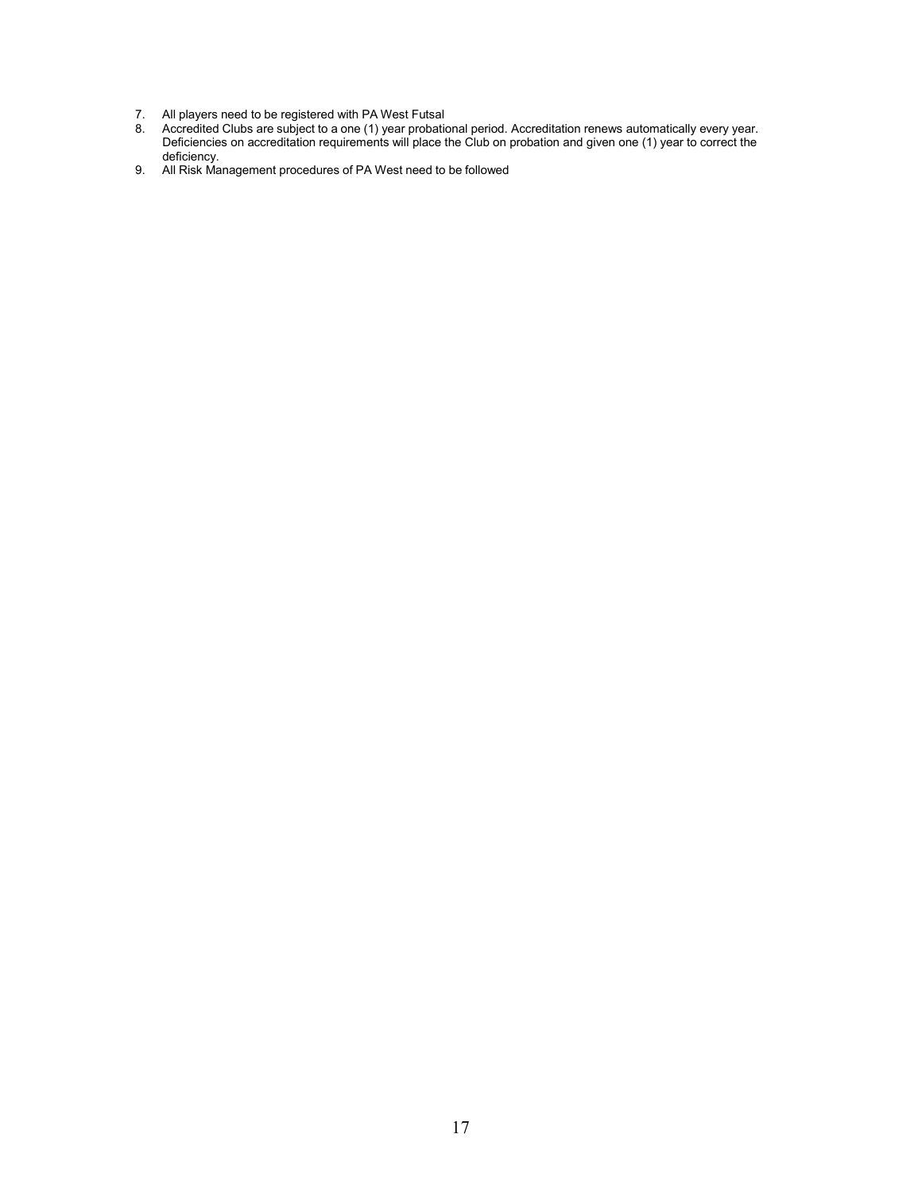7. All players need to be registered with PA West Futsal
8. Accredited Clubs are subject to a one (1) year probational period. Accreditation renews automatically every year. Deficiencies on accreditation requirements will place the Club on probation and given one (1) year to correct the deficiency.
9. All Risk Management procedures of PA West need to be followed